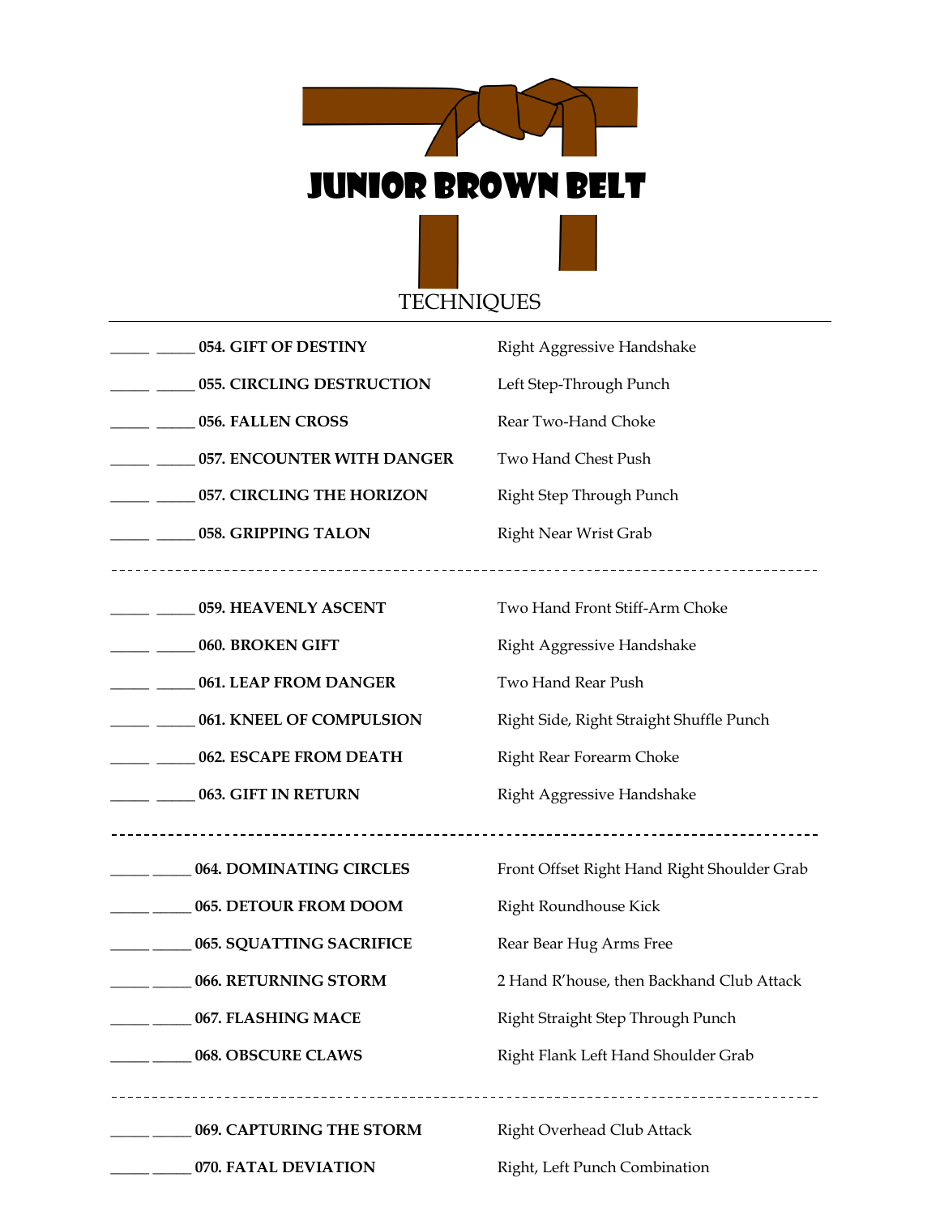# JUNIOR BROWN BELT

## TECHNIQUES

---

_____ _____ **054. GIFT OF DESTINY** — Right Aggressive Handshake

_____ _____ **055. CIRCLING DESTRUCTION** — Left Step-Through Punch

_____ _____ **056. FALLEN CROSS** — Rear Two-Hand Choke

_____ _____ **057. ENCOUNTER WITH DANGER** — Two Hand Chest Push

_____ _____ **057. CIRCLING THE HORIZON** — Right Step Through Punch

_____ _____ **058. GRIPPING TALON** — Right Near Wrist Grab

---

_____ _____ **059. HEAVENLY ASCENT** — Two Hand Front Stiff-Arm Choke

_____ _____ **060. BROKEN GIFT** — Right Aggressive Handshake

_____ _____ **061. LEAP FROM DANGER** — Two Hand Rear Push

_____ _____ **061. KNEEL OF COMPULSION** — Right Side, Right Straight Shuffle Punch

_____ _____ **062. ESCAPE FROM DEATH** — Right Rear Forearm Choke

_____ _____ **063. GIFT IN RETURN** — Right Aggressive Handshake

---

_____ _____ **064. DOMINATING CIRCLES** — Front Offset Right Hand Right Shoulder Grab

_____ _____ **065. DETOUR FROM DOOM** — Right Roundhouse Kick

_____ _____ **065. SQUATTING SACRIFICE** — Rear Bear Hug Arms Free

_____ _____ **066. RETURNING STORM** — 2 Hand R'house, then Backhand Club Attack

_____ _____ **067. FLASHING MACE** — Right Straight Step Through Punch

_____ _____ **068. OBSCURE CLAWS** — Right Flank Left Hand Shoulder Grab

---

_____ _____ **069. CAPTURING THE STORM** — Right Overhead Club Attack

_____ _____ **070. FATAL DEVIATION** — Right, Left Punch Combination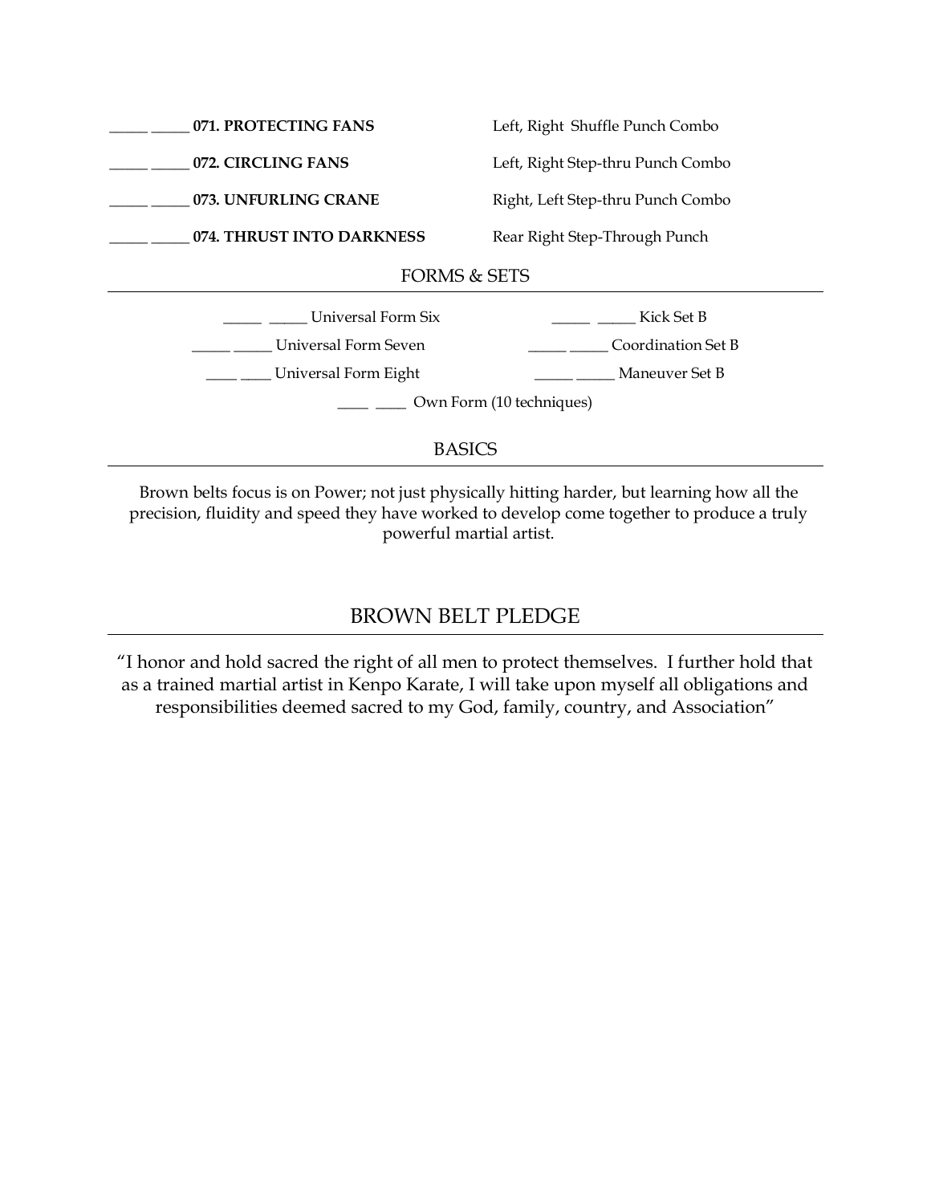_____ _____ **071. PROTECTING FANS** Left, Right Shuffle Punch Combo

_____ _____ **072. CIRCLING FANS** Left, Right Step-thru Punch Combo

_____ _____ **073. UNFURLING CRANE** Right, Left Step-thru Punch Combo

_____ _____ **074. THRUST INTO DARKNESS** Rear Right Step-Through Punch

## FORMS & SETS

_____ _____ Universal Form Six

_____ _____ Universal Form Seven

____ ____ Universal Form Eight

_____ _____ Kick Set B

_____ _____ Coordination Set B

_____ _____ Maneuver Set B

____ ____ Own Form (10 techniques)

## BASICS

Brown belts focus is on Power; not just physically hitting harder, but learning how all the precision, fluidity and speed they have worked to develop come together to produce a truly powerful martial artist.

## BROWN BELT PLEDGE

"I honor and hold sacred the right of all men to protect themselves. I further hold that as a trained martial artist in Kenpo Karate, I will take upon myself all obligations and responsibilities deemed sacred to my God, family, country, and Association"